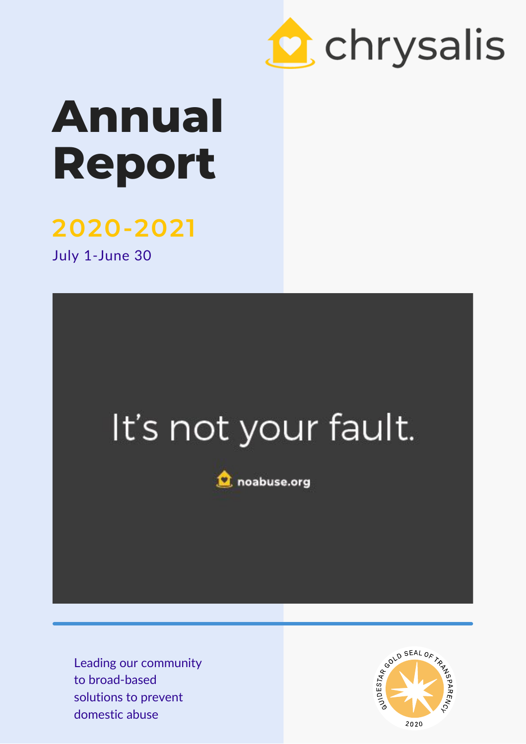chrysalis

# Annual Report

## 2020-2021

July 1-June 30

It's not your fault.

noabuse.org

Leading our community to broad-based solutions to prevent domestic abuse

GUIDESTAR GOLD SEAL OF TRANSPARENCY 2020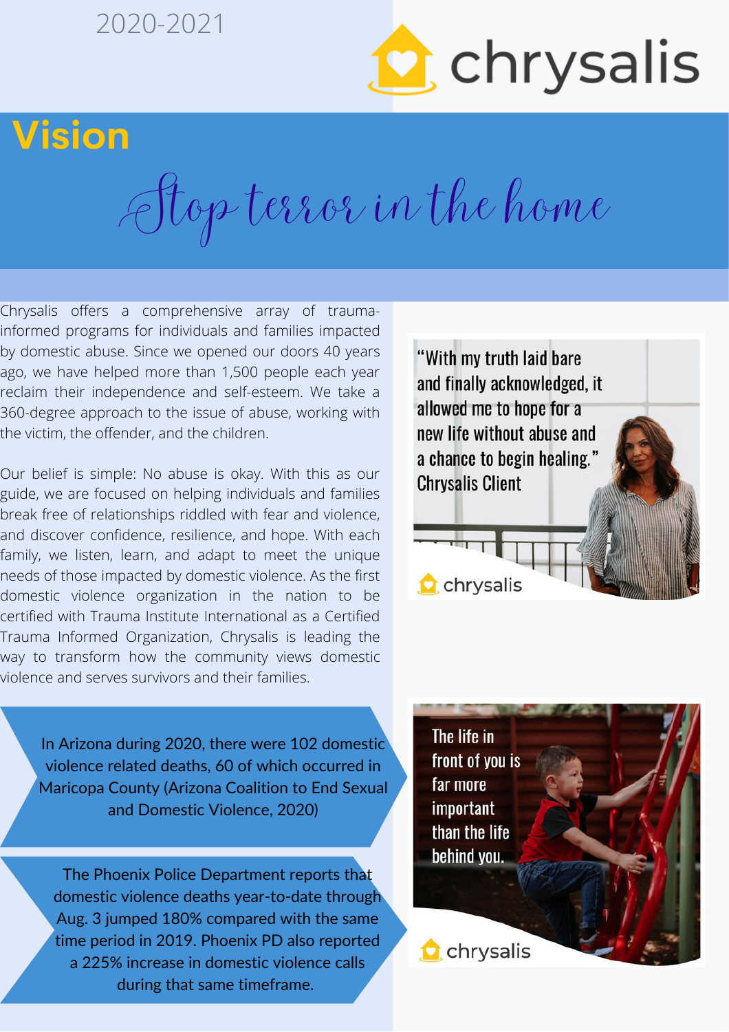2020-2021

chrysalis

# Vision

*Stop terror in the home*

Chrysalis offers a comprehensive array of trauma-informed programs for individuals and families impacted by domestic abuse. Since we opened our doors 40 years ago, we have helped more than 1,500 people each year reclaim their independence and self-esteem. We take a 360-degree approach to the issue of abuse, working with the victim, the offender, and the children.

Our belief is simple: No abuse is okay. With this as our guide, we are focused on helping individuals and families break free of relationships riddled with fear and violence, and discover confidence, resilience, and hope. With each family, we listen, learn, and adapt to meet the unique needs of those impacted by domestic violence. As the first domestic violence organization in the nation to be certified with Trauma Institute International as a Certified Trauma Informed Organization, Chrysalis is leading the way to transform how the community views domestic violence and serves survivors and their families.

"With my truth laid bare and finally acknowledged, it allowed me to hope for a new life without abuse and a chance to begin healing."
Chrysalis Client

chrysalis

In Arizona during 2020, there were 102 domestic violence related deaths, 60 of which occurred in Maricopa County (Arizona Coalition to End Sexual and Domestic Violence, 2020)

The Phoenix Police Department reports that domestic violence deaths year-to-date through Aug. 3 jumped 180% compared with the same time period in 2019. Phoenix PD also reported a 225% increase in domestic violence calls during that same timeframe.

The life in front of you is far more important than the life behind you.

chrysalis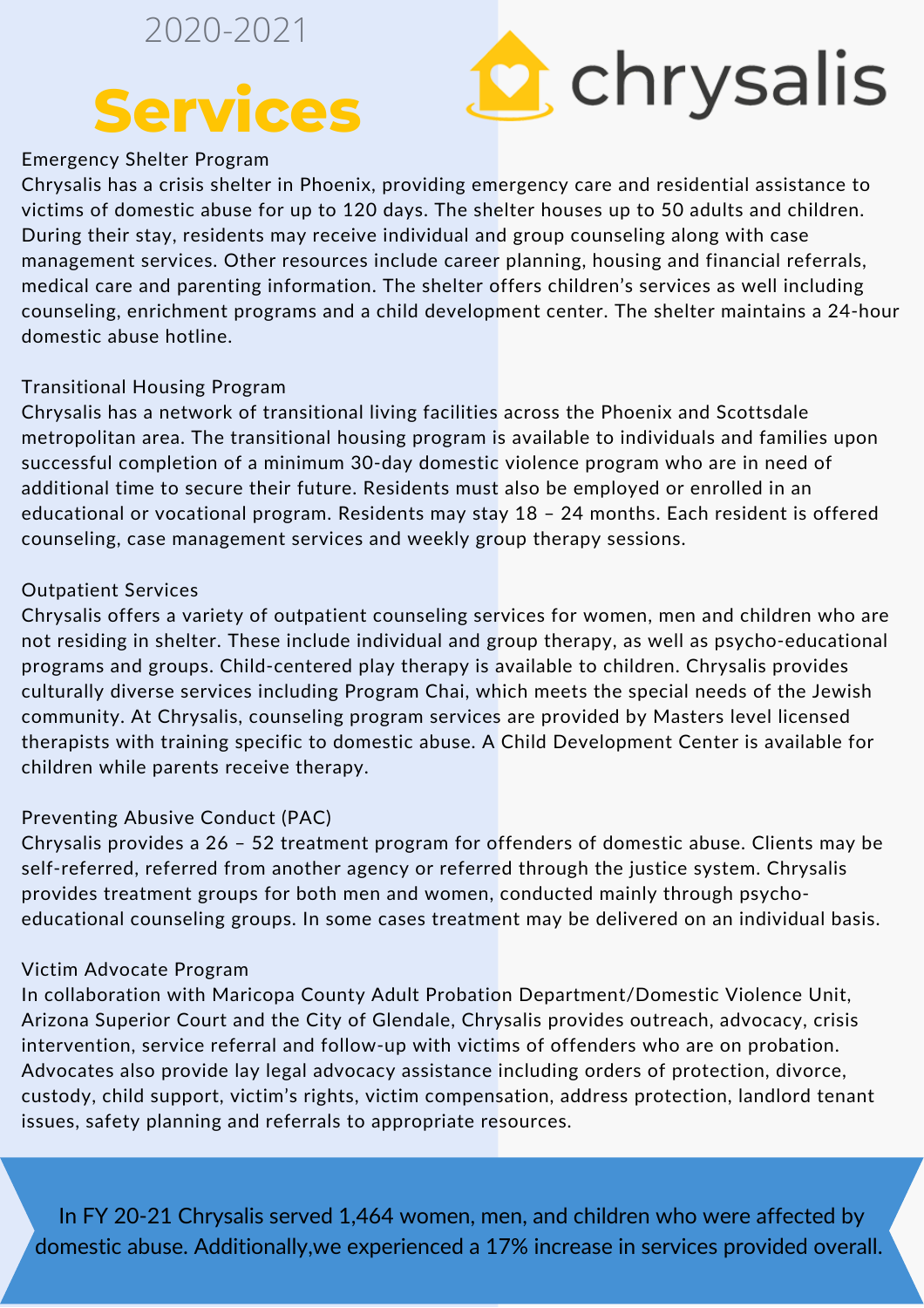2020-2021

# Services

chrysalis

## Emergency Shelter Program

Chrysalis has a crisis shelter in Phoenix, providing emergency care and residential assistance to victims of domestic abuse for up to 120 days. The shelter houses up to 50 adults and children. During their stay, residents may receive individual and group counseling along with case management services. Other resources include career planning, housing and financial referrals, medical care and parenting information. The shelter offers children's services as well including counseling, enrichment programs and a child development center. The shelter maintains a 24-hour domestic abuse hotline.

## Transitional Housing Program

Chrysalis has a network of transitional living facilities across the Phoenix and Scottsdale metropolitan area. The transitional housing program is available to individuals and families upon successful completion of a minimum 30-day domestic violence program who are in need of additional time to secure their future. Residents must also be employed or enrolled in an educational or vocational program. Residents may stay 18 – 24 months. Each resident is offered counseling, case management services and weekly group therapy sessions.

## Outpatient Services

Chrysalis offers a variety of outpatient counseling services for women, men and children who are not residing in shelter. These include individual and group therapy, as well as psycho-educational programs and groups. Child-centered play therapy is available to children. Chrysalis provides culturally diverse services including Program Chai, which meets the special needs of the Jewish community. At Chrysalis, counseling program services are provided by Masters level licensed therapists with training specific to domestic abuse. A Child Development Center is available for children while parents receive therapy.

## Preventing Abusive Conduct (PAC)

Chrysalis provides a 26 – 52 treatment program for offenders of domestic abuse. Clients may be self-referred, referred from another agency or referred through the justice system. Chrysalis provides treatment groups for both men and women, conducted mainly through psycho-educational counseling groups. In some cases treatment may be delivered on an individual basis.

## Victim Advocate Program

In collaboration with Maricopa County Adult Probation Department/Domestic Violence Unit, Arizona Superior Court and the City of Glendale, Chrysalis provides outreach, advocacy, crisis intervention, service referral and follow-up with victims of offenders who are on probation. Advocates also provide lay legal advocacy assistance including orders of protection, divorce, custody, child support, victim's rights, victim compensation, address protection, landlord tenant issues, safety planning and referrals to appropriate resources.

In FY 20-21 Chrysalis served 1,464 women, men, and children who were affected by domestic abuse. Additionally,we experienced a 17% increase in services provided overall.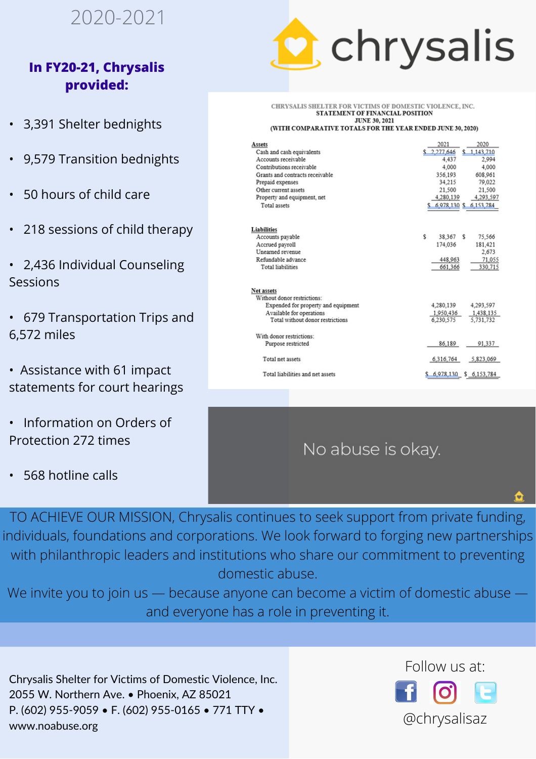2020-2021

chrysalis

**In FY20-21, Chrysalis provided:**

- 3,391 Shelter bednights
- 9,579 Transition bednights
- 50 hours of child care
- 218 sessions of child therapy
- 2,436 Individual Counseling Sessions
- 679 Transportation Trips and 6,572 miles
- Assistance with 61 impact statements for court hearings
- Information on Orders of Protection 272 times
- 568 hotline calls

CHRYSALIS SHELTER FOR VICTIMS OF DOMESTIC VIOLENCE, INC.
STATEMENT OF FINANCIAL POSITION
JUNE 30, 2021
(WITH COMPARATIVE TOTALS FOR THE YEAR ENDED JUNE 30, 2020)

| | 2021 | 2020 |
|---|---|---|
| **Assets** | | |
| Cash and cash equivalents | $ 2,277,646 | $ 1,143,710 |
| Accounts receivable | 4,437 | 2,994 |
| Contributions receivable | 4,000 | 4,000 |
| Grants and contracts receivable | 356,193 | 608,961 |
| Prepaid expenses | 34,215 | 79,022 |
| Other current assets | 21,500 | 21,500 |
| Property and equipment, net | 4,280,139 | 4,293,597 |
| Total assets | $ 6,978,130 | $ 6,153,784 |
| **Liabilities** | | |
| Accounts payable | $ 38,367 | $ 75,566 |
| Accrued payroll | 174,036 | 181,421 |
| Unearned revenue | | 2,673 |
| Refundable advance | 448,963 | 71,055 |
| Total liabilities | 661,366 | 330,715 |
| **Net assets** | | |
| Without donor restrictions: | | |
| Expended for property and equipment | 4,280,139 | 4,293,597 |
| Available for operations | 1,950,436 | 1,438,135 |
| Total without donor restrictions | 6,230,575 | 5,731,732 |
| With donor restrictions: | | |
| Purpose restricted | 86,189 | 91,337 |
| Total net assets | 6,316,764 | 5,823,069 |
| Total liabilities and net assets | $ 6,978,130 | $ 6,153,784 |

No abuse is okay.

TO ACHIEVE OUR MISSION, Chrysalis continues to seek support from private funding, individuals, foundations and corporations. We look forward to forging new partnerships with philanthropic leaders and institutions who share our commitment to preventing domestic abuse.
We invite you to join us — because anyone can become a victim of domestic abuse — and everyone has a role in preventing it.

Chrysalis Shelter for Victims of Domestic Violence, Inc.
2055 W. Northern Ave. • Phoenix, AZ 85021
P. (602) 955-9059 • F. (602) 955-0165 • 771 TTY •
www.noabuse.org

Follow us at:
@chrysalisaz